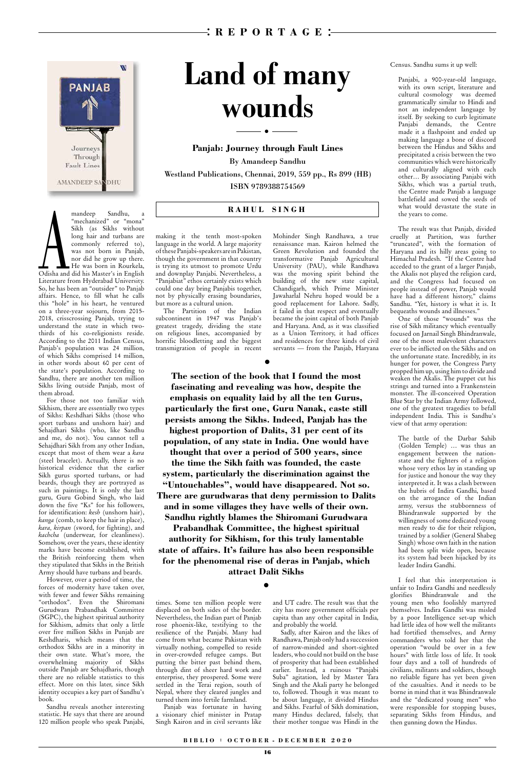# Land of many wounds

**Panjab: Journey through Fault Lines**

By Amandeep Sandhu

Westland Publications, Chennai, 2019, 559 pp., Rs 899 (HB)

ISBN 9789388754569

**RAHUL SINGH**

Amandeep Sandhu, a "mechanized" or "mona" Sikh (as Sikhs without long hair and turbans are commonly referred to), was not born in Panjab, nor did he grow up there. He was born in Rourkela, Odisha and did his Master's in English Literature from Hyderabad University. So, he has been an "outsider" to Panjab affairs. Hence, to fill what he calls this "hole" in his heart, he ventured on a three-year sojourn, from 2015-2018, crisscrossing Panjab, trying to understand the state in which two-thirds of his co-religionists reside. According to the 2011 Indian Census, Panjab's population was 24 million, of which Sikhs comprised 14 million, in other words about 60 per cent of the state's population. According to Sandhu, there are another ten million Sikhs living outside Panjab, most of them abroad.

For those not too familiar with Sikhism, there are essentially two types of Sikhs: Keshdhari Sikhs (those who sport turbans and unshorn hair) and Sehajdhari Sikhs (who, like Sandhu and me, do not). You cannot tell a Sehajdhari Sikh from any other Indian, except that most of them wear a *kara* (steel bracelet). Actually, there is no historical evidence that the earlier Sikh gurus sported turbans, or had beards, though they are portrayed as such in paintings. It is only the last guru, Guru Gobind Singh, who laid down the five "Ks" for his followers, for identification: *kesh* (unshorn hair), *kanga* (comb, to keep the hair in place), *kara*, *kirpan* (sword, for fighting), and *kachcha* (underwear, for cleanliness). Somehow, over the years, these identity marks have become established, with the British reinforcing them when they stipulated that Sikhs in the British Army should have turbans and beards.

However, over a period of time, the forces of modernity have taken over, with fewer and fewer Sikhs remaining "orthodox". Even the Shiromani Gurudwara Prabandhak Committee (SGPC), the highest spiritual authority for Sikhism, admits that only a little over five million Sikhs in Punjab are Keshdharis, which means that the orthodox Sikhs are in a minority in their own state. What's more, the overwhelming majority of Sikhs outside Panjab are Sehajdharis, though there are no reliable statistics to this effect. More on this later, since Sikh identity occupies a key part of Sandhu's book.

Sandhu reveals another interesting statistic. He says that there are around 120 million people who speak Panjabi, making it the tenth most-spoken language in the world. A large majority of these Panjabi-speakers are in Pakistan, though the government in that country is trying its utmost to promote Urdu and downplay Panjabi. Nevertheless, a "Panjabiat" ethos certainly exists which could one day bring Panjabis together, not by physically erasing boundaries, but more as a cultural union.

The Partition of the Indian subcontinent in 1947 was Panjab's greatest tragedy, dividing the state on religious lines, accompanied by horrific bloodletting and the biggest transmigration of people in recent times. Some ten million people were displaced on both sides of the border. Nevertheless, the Indian part of Panjab rose phoenix-like, testifying to the resilience of the Panjabi. Many had come from what became Pakistan with virtually nothing, compelled to reside in over-crowded refugee camps. But putting the bitter past behind them, through dint of sheer hard work and enterprise, they prospered. Some were settled in the Terai region, south of Nepal, where they cleared jungles and turned them into fertile farmland.

Panjab was fortunate in having a visionary chief minister in Pratap Singh Kairon and in civil servants like Mohinder Singh Randhawa, a true renaissance man. Kairon helmed the Green Revolution and founded the transformative Panjab Agricultural University (PAU), while Randhawa was the moving spirit behind the building of the new state capital, Chandigarh, which Prime Minister Jawaharlal Nehru hoped would be a good replacement for Lahore. Sadly, it failed in that respect and eventually became the joint capital of both Panjab and Haryana. And, as it was classified as a Union Territory, it had offices and residences for three kinds of civil servants — from the Panjab, Haryana and UT cadre. The result was that the city has more government officials per capita than any other capital in India, and probably the world.

**The section of the book that I found the most fascinating and revealing was how, despite the emphasis on equality laid by all the ten Gurus, particularly the first one, Guru Nanak, caste still persists among the Sikhs. Indeed, Panjab has the highest proportion of Dalits, 31 per cent of its population, of any state in India. One would have thought that over a period of 500 years, since the time the Sikh faith was founded, the caste system, particularly the discrimination against the "Untouchables", would have disappeared. Not so. There are gurudwaras that deny permission to Dalits and in some villages they have wells of their own. Sandhu rightly blames the Shiromani Gurudwara Prabandhak Committee, the highest spiritual authority for Sikhism, for this truly lamentable state of affairs. It's failure has also been responsible for the phenomenal rise of deras in Panjab, which attract Dalit Sikhs**

Sadly, after Kairon and the likes of Randhawa, Panjab only had a succession of narrow-minded and short-sighted leaders, who could not build on the base of prosperity that had been established earlier. Instead, a ruinous "Panjabi Suba" agitation, led by Master Tara Singh and the Akali party he belonged to, followed. Though it was meant to be about language, it divided Hindus and Sikhs. Fearful of Sikh domination, many Hindus declared, falsely, that their mother tongue was Hindi in the Census. Sandhu sums it up well:

> Panjabi, a 900-year-old language, with its own script, literature and cultural cosmology was deemed grammatically similar to Hindi and not an independent language by itself. By seeking to curb legitimate Panjabi demands, the Centre made it a flashpoint and ended up making language a bone of discord between the Hindus and Sikhs and precipitated a crisis between the two communities which were historically and culturally aligned with each other… By associating Panjabi with Sikhs, which was a partial truth, the Centre made Panjab a language battlefield and sowed the seeds of what would devastate the state in the years to come.

The result was that Panjab, divided cruelly at Partition, was further "truncated", with the formation of Haryana and its hilly areas going to Himachal Pradesh. "If the Centre had acceded to the grant of a larger Panjab, the Akalis not played the religion card, and the Congress had focused on people instead of power, Panjab would have had a different history," claims Sandhu. "Yet, history is what it is. It bequeaths wounds and illnesses."

One of those "wounds" was the rise of Sikh militancy which eventually focused on Jarnail Singh Bhindranwale, one of the most malevolent characters ever to be inflicted on the Sikhs and on the unfortunate state. Incredibly, in its hunger for power, the Congress Party propped him up, using him to divide and weaken the Akalis. The puppet cut his strings and turned into a Frankenstein monster. The ill-conceived Operation Blue Star by the Indian Army followed, one of the greatest tragedies to befall independent India. This is Sandhu's view of that army operation:

> The battle of the Darbar Sahib (Golden Temple) … was thus an engagement between the nation-state and the fighters of a religion whose very ethos lay in standing up for justice and honour the way they interpreted it. It was a clash between the hubris of Indira Gandhi, based on the arrogance of the Indian army, versus the stubbornness of Bhindranwale supported by the willingness of some dedicated young men ready to die for their religion, trained by a soldier (General Shabeg Singh) whose own faith in the nation had been split wide open, because its system had been hijacked by its leader Indira Gandhi.

I feel that this interpretation is unfair to Indira Gandhi and needlessly glorifies Bhindranwale and the young men who foolishly martyred themselves. Indira Gandhi was misled by a poor Intelligence set-up which had little idea of how well the militants had fortified themselves, and Army commanders who told her that the operation "would be over in a few hours" with little loss of life. It took four days and a toll of hundreds of civilians, militants and soldiers, though no reliable figure has yet been given of the casualties. And it needs to be borne in mind that it was Bhindranwale and the "dedicated young men" who were responsible for stopping buses, separating Sikhs from Hindus, and then gunning down the Hindus.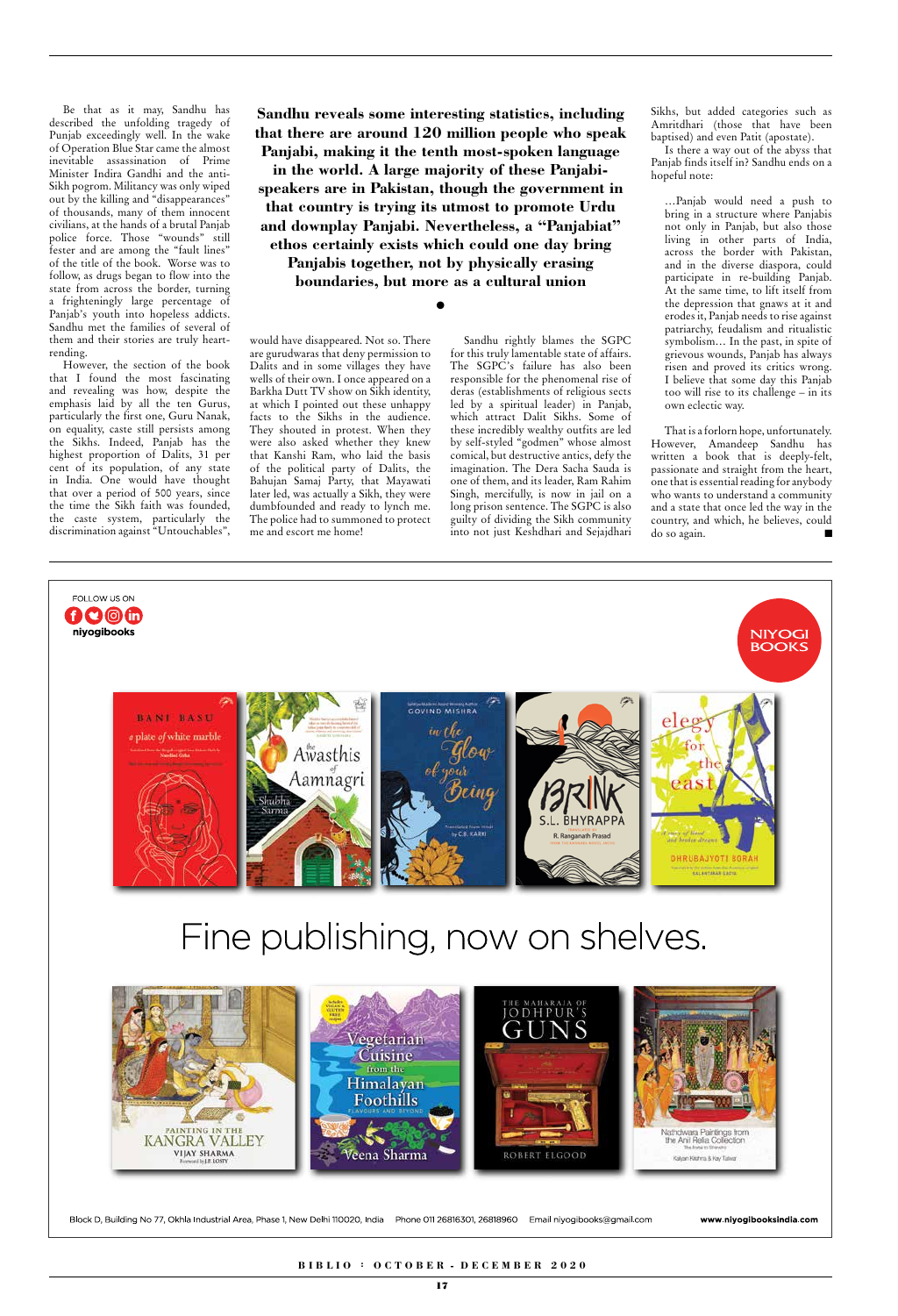Be that as it may, Sandhu has described the unfolding tragedy of Punjab exceedingly well. In the wake of Operation Blue Star came the almost inevitable assassination of Prime Minister Indira Gandhi and the anti-Sikh pogrom. Militancy was only wiped out by the killing and "disappearances" of thousands, many of them innocent civilians, at the hands of a brutal Panjab police force. Those "wounds" still fester and are among the "fault lines" of the title of the book. Worse was to follow, as drugs began to flow into the state from across the border, turning a frighteningly large percentage of Panjab's youth into hopeless addicts. Sandhu met the families of several of them and their stories are truly heart-rending.

However, the section of the book that I found the most fascinating and revealing was how, despite the emphasis laid by all the ten Gurus, particularly the first one, Guru Nanak, on equality, caste still persists among the Sikhs. Indeed, Panjab has the highest proportion of Dalits, 31 per cent of its population, of any state in India. One would have thought that over a period of 500 years, since the time the Sikh faith was founded, the caste system, particularly the discrimination against "Untouchables", would have disappeared. Not so. There are gurudwaras that deny permission to Dalits and in some villages they have wells of their own. I once appeared on a Barkha Dutt TV show on Sikh identity, at which I pointed out these unhappy facts to the Sikhs in the audience. They shouted in protest. When they were also asked whether they knew that Kanshi Ram, who laid the basis of the political party of Dalits, the Bahujan Samaj Party, that Mayawati later led, was actually a Sikh, they were dumbfounded and ready to lynch me. The police had to summoned to protect me and escort me home!

**Sandhu reveals some interesting statistics, including that there are around 120 million people who speak Panjabi, making it the tenth most-spoken language in the world. A large majority of these Panjabi-speakers are in Pakistan, though the government in that country is trying its utmost to promote Urdu and downplay Panjabi. Nevertheless, a "Panjabiat" ethos certainly exists which could one day bring Panjabis together, not by physically erasing boundaries, but more as a cultural union**

Sandhu rightly blames the SGPC for this truly lamentable state of affairs. The SGPC's failure has also been responsible for the phenomenal rise of deras (establishments of religious sects led by a spiritual leader) in Panjab, which attract Dalit Sikhs. Some of these incredibly wealthy outfits are led by self-styled "godmen" whose almost comical, but destructive antics, defy the imagination. The Dera Sacha Sauda is one of them, and its leader, Ram Rahim Singh, mercifully, is now in jail on a long prison sentence. The SGPC is also guilty of dividing the Sikh community into not just Keshdhari and Sejajdhari Sikhs, but added categories such as Amritdhari (those that have been baptised) and even Patit (apostate).

Is there a way out of the abyss that Panjab finds itself in? Sandhu ends on a hopeful note:

> …Panjab would need a push to bring in a structure where Panjabis not only in Panjab, but also those living in other parts of India, across the border with Pakistan, and in the diverse diaspora, could participate in re-building Panjab. At the same time, to lift itself from the depression that gnaws at it and erodes it, Panjab needs to rise against patriarchy, feudalism and ritualistic symbolism… In the past, in spite of grievous wounds, Panjab has always risen and proved its critics wrong. I believe that some day this Panjab too will rise to its challenge – in its own eclectic way.

That is a forlorn hope, unfortunately. However, Amandeep Sandhu has written a book that is deeply-felt, passionate and straight from the heart, one that is essential reading for anybody who wants to understand a community and a state that once led the way in the country, and which, he believes, could do so again. ■

FOLLOW US ON
niyogibooks

NIYOGI BOOKS

Fine publishing, now on shelves.

Block D, Building No 77, Okhla Industrial Area, Phase 1, New Delhi 110020, India Phone 011 26816301, 26818960 Email niyogibooks@gmail.com www.niyogibooksindia.com